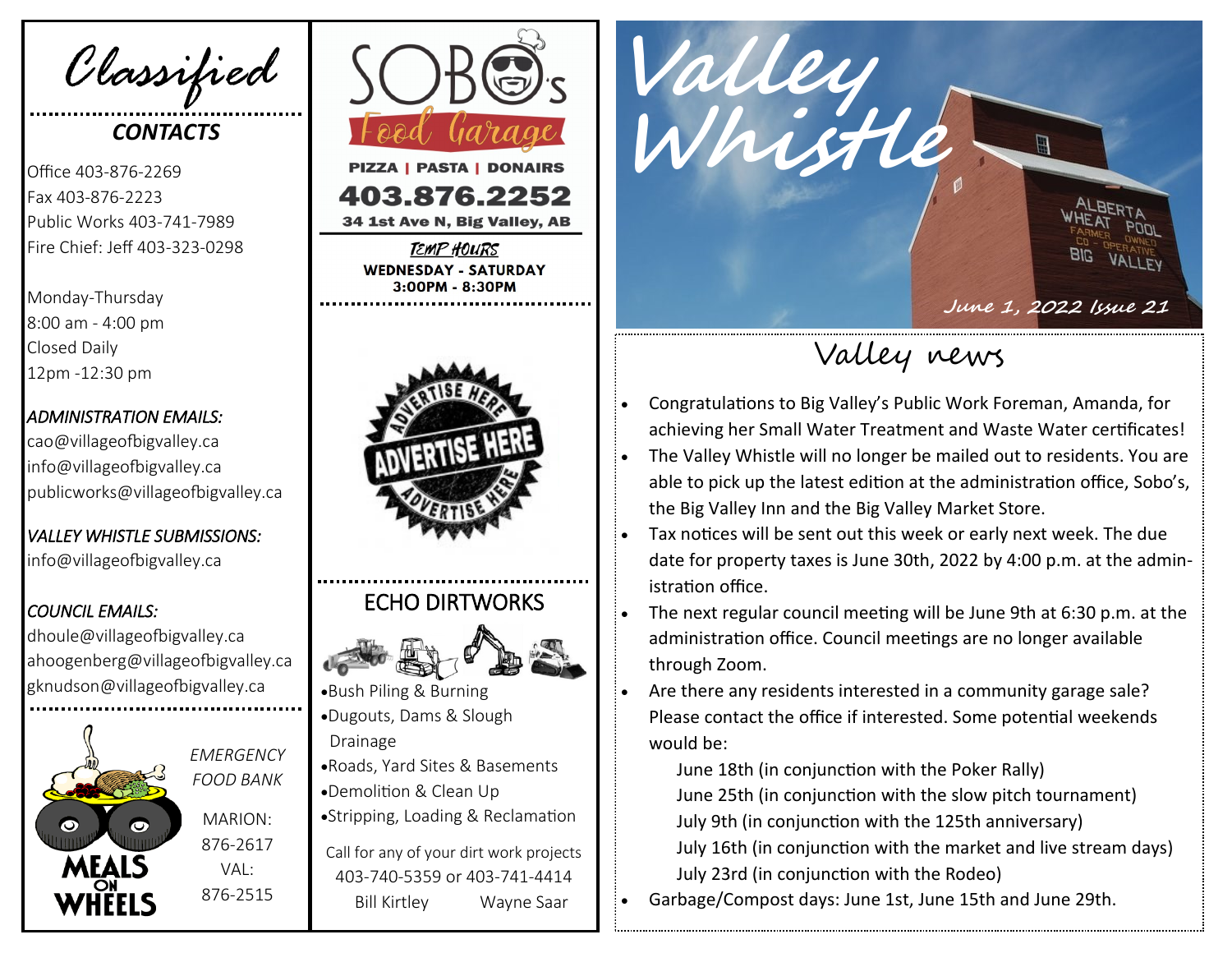# Classified

## CONTACTS

Office 403-876-2269
Fax 403-876-2223
Public Works 403-741-7989
Fire Chief: Jeff 403-323-0298

Monday-Thursday
8:00 am - 4:00 pm
Closed Daily
12pm -12:30 pm

*ADMINISTRATION EMAILS:*
cao@villageofbigvalley.ca
info@villageofbigvalley.ca
publicworks@villageofbigvalley.ca

*VALLEY WHISTLE SUBMISSIONS:*
info@villageofbigvalley.ca

*COUNCIL EMAILS:*
dhoule@villageofbigvalley.ca
ahoogenberg@villageofbigvalley.ca
gknudson@villageofbigvalley.ca

MEALS ON WHEELS

*EMERGENCY FOOD BANK*

MARION: 876-2617
VAL: 876-2515

---

SOBO's Food Garage

**PIZZA | PASTA | DONAIRS**

**403.876.2252**

**34 1st Ave N, Big Valley, AB**

*TEMP HOURS*
**WEDNESDAY - SATURDAY**
**3:00PM - 8:30PM**

ADVERTISE HERE

## ECHO DIRTWORKS

- Bush Piling & Burning
- Dugouts, Dams & Slough Drainage
- Roads, Yard Sites & Basements
- Demolition & Clean Up
- Stripping, Loading & Reclamation

Call for any of your dirt work projects
403-740-5359 or 403-741-4414
Bill Kirtley Wayne Saar

---

# Valley Whistle

*June 1, 2022 Issue 21*

## Valley news

- Congratulations to Big Valley's Public Work Foreman, Amanda, for achieving her Small Water Treatment and Waste Water certificates!
- The Valley Whistle will no longer be mailed out to residents. You are able to pick up the latest edition at the administration office, Sobo's, the Big Valley Inn and the Big Valley Market Store.
- Tax notices will be sent out this week or early next week. The due date for property taxes is June 30th, 2022 by 4:00 p.m. at the administration office.
- The next regular council meeting will be June 9th at 6:30 p.m. at the administration office. Council meetings are no longer available through Zoom.
- Are there any residents interested in a community garage sale? Please contact the office if interested. Some potential weekends would be:
  - June 18th (in conjunction with the Poker Rally)
  - June 25th (in conjunction with the slow pitch tournament)
  - July 9th (in conjunction with the 125th anniversary)
  - July 16th (in conjunction with the market and live stream days)
  - July 23rd (in conjunction with the Rodeo)
- Garbage/Compost days: June 1st, June 15th and June 29th.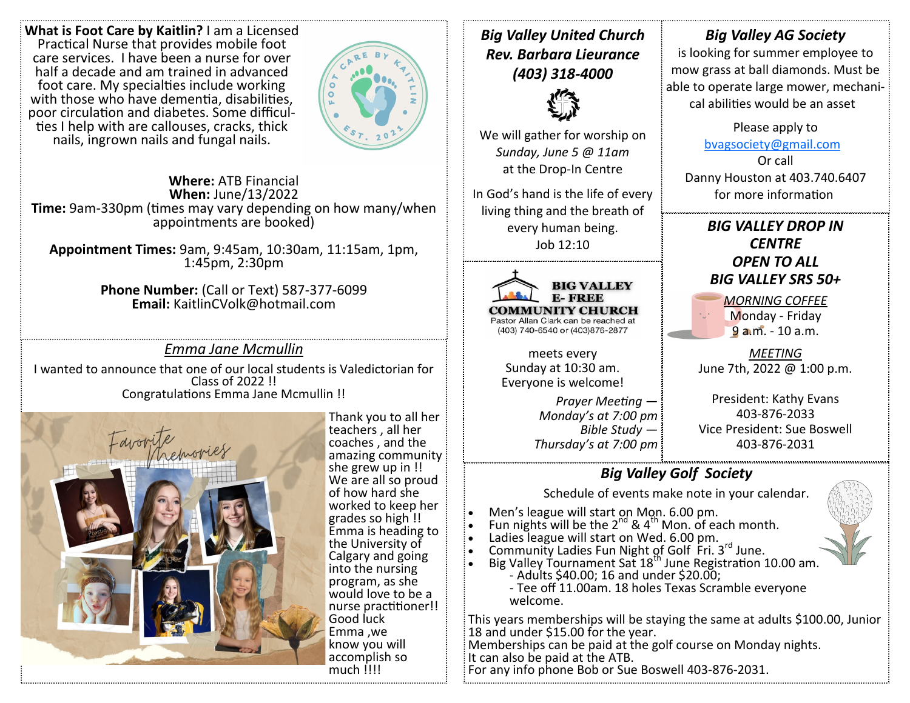**What is Foot Care by Kaitlin?** I am a Licensed Practical Nurse that provides mobile foot care services. I have been a nurse for over half a decade and am trained in advanced foot care. My specialties include working with those who have dementia, disabilities, poor circulation and diabetes. Some difficulties I help with are callouses, cracks, thick nails, ingrown nails and fungal nails.

**Where:** ATB Financial
**When:** June/13/2022
**Time:** 9am-330pm (times may vary depending on how many/when appointments are booked)

**Appointment Times:** 9am, 9:45am, 10:30am, 11:15am, 1pm, 1:45pm, 2:30pm

**Phone Number:** (Call or Text) 587-377-6099
**Email:** KaitlinCVolk@hotmail.com

## Emma Jane Mcmullin

I wanted to announce that one of our local students is Valedictorian for Class of 2022 !!
Congratulations Emma Jane Mcmullin !!

Thank you to all her teachers , all her coaches , and the amazing community she grew up in !! We are all so proud of how hard she worked to keep her grades so high !! Emma is heading to the University of Calgary and going into the nursing program, as she would love to be a nurse practitioner!! Good luck Emma ,we know you will accomplish so much !!!!

## *Big Valley United Church*
### *Rev. Barbara Lieurance*
### *(403) 318-4000*

We will gather for worship on *Sunday, June 5 @ 11am* at the Drop-In Centre

In God's hand is the life of every living thing and the breath of every human being.
Job 12:10

## BIG VALLEY E- FREE COMMUNITY CHURCH

Pastor Allan Clark can be reached at (403) 740-6540 or (403)876-2877

meets every Sunday at 10:30 am.
Everyone is welcome!

*Prayer Meeting — Monday's at 7:00 pm*
*Bible Study — Thursday's at 7:00 pm*

## *Big Valley AG Society*

is looking for summer employee to mow grass at ball diamonds. Must be able to operate large mower, mechanical abilities would be an asset

Please apply to bvagsociety@gmail.com
Or call
Danny Houston at 403.740.6407 for more information

## *BIG VALLEY DROP IN CENTRE*
## *OPEN TO ALL*
## *BIG VALLEY SRS 50+*

*MORNING COFFEE*
Monday - Friday
9 a.m. - 10 a.m.

*MEETING*
June 7th, 2022 @ 1:00 p.m.

President: Kathy Evans
403-876-2033
Vice President: Sue Boswell
403-876-2031

## *Big Valley Golf Society*

Schedule of events make note in your calendar.

- Men's league will start on Mon. 6.00 pm.
- Fun nights will be the 2nd & 4th Mon. of each month.
- Ladies league will start on Wed. 6.00 pm.
- Community Ladies Fun Night of Golf Fri. 3rd June.
- Big Valley Tournament Sat 18th June Registration 10.00 am.
  - Adults $40.00; 16 and under $20.00;
  - Tee off 11.00am. 18 holes Texas Scramble everyone welcome.

This years memberships will be staying the same at adults $100.00, Junior 18 and under $15.00 for the year.
Memberships can be paid at the golf course on Monday nights.
It can also be paid at the ATB.
For any info phone Bob or Sue Boswell 403-876-2031.